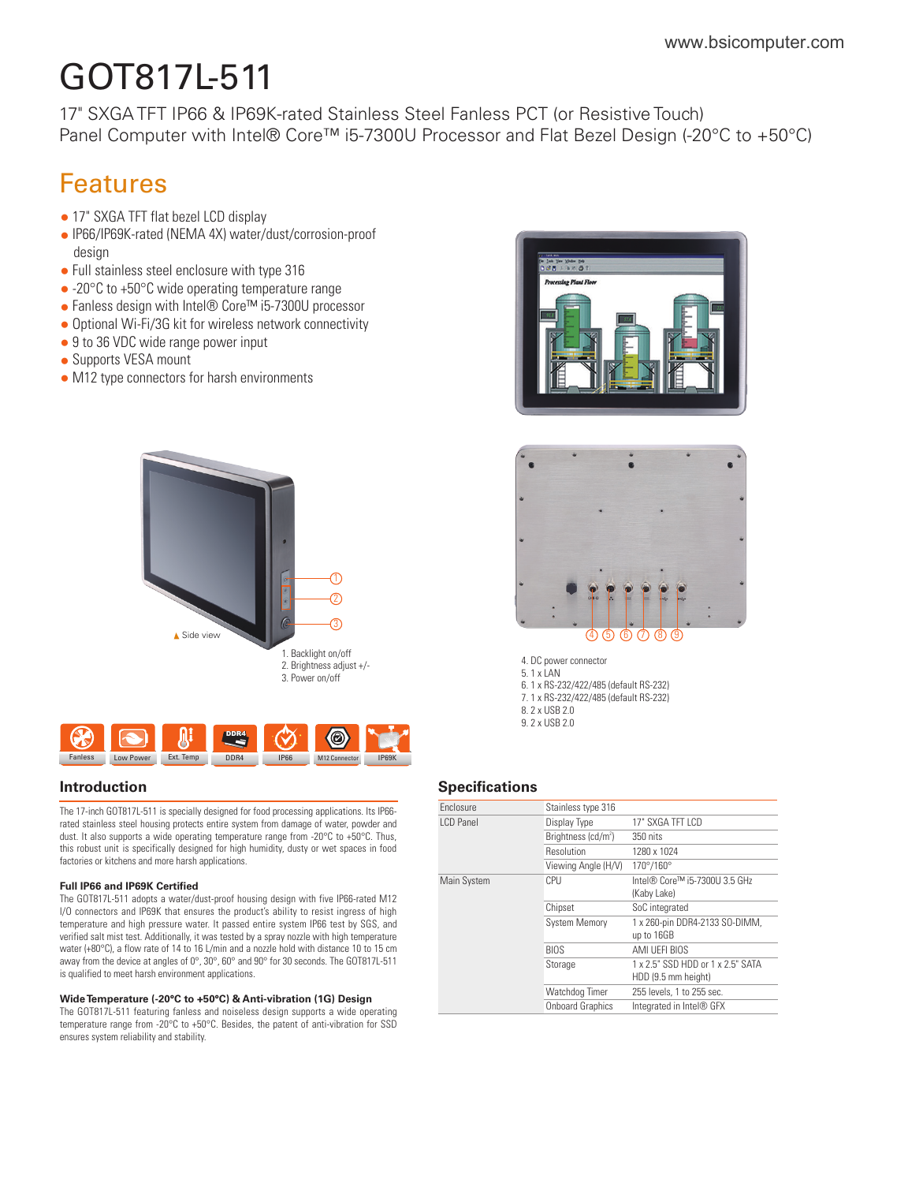# GOT817L-511

17" SXGA TFT IP66 & IP69K-rated Stainless Steel Fanless PCT (or Resistive Touch) Panel Computer with Intel® Core™ i5-7300U Processor and Flat Bezel Design (-20°C to +50°C)

## Features

- 17" SXGA TFT flat bezel LCD display
- IP66/IP69K-rated (NEMA 4X) water/dust/corrosion-proof design
- Full stainless steel enclosure with type 316
- -20°C to +50°C wide operating temperature range
- Fanless design with Intel® Core™ i5-7300U processor
- Optional Wi-Fi/3G kit for wireless network connectivity
- 9 to 36 VDC wide range power input
- Supports VESA mount
- M12 type connectors for harsh environments

Side view

1. Backlight on/off
2. Brightness adjust +/-
3. Power on/off

4. DC power connector
5. 1 x LAN
6. 1 x RS-232/422/485 (default RS-232)
7. 1 x RS-232/422/485 (default RS-232)
8. 2 x USB 2.0
9. 2 x USB 2.0

Fanless | Low Power | Ext. Temp | DDR4 | IP66 | M12 Connector | IP69K

## Introduction

The 17-inch GOT817L-511 is specially designed for food processing applications. Its IP66-rated stainless steel housing protects entire system from damage of water, powder and dust. It also supports a wide operating temperature range from -20°C to +50°C. Thus, this robust unit is specifically designed for high humidity, dusty or wet spaces in food factories or kitchens and more harsh applications.

**Full IP66 and IP69K Certified**

The GOT817L-511 adopts a water/dust-proof housing design with five IP66-rated M12 I/O connectors and IP69K that ensures the product's ability to resist ingress of high temperature and high pressure water. It passed entire system IP66 test by SGS, and verified salt mist test. Additionally, it was tested by a spray nozzle with high temperature water (+80°C), a flow rate of 14 to 16 L/min and a nozzle hold with distance 10 to 15 cm away from the device at angles of 0°, 30°, 60° and 90° for 30 seconds. The GOT817L-511 is qualified to meet harsh environment applications.

**Wide Temperature (-20°C to +50°C) & Anti-vibration (1G) Design**

The GOT817L-511 featuring fanless and noiseless design supports a wide operating temperature range from -20°C to +50°C. Besides, the patent of anti-vibration for SSD ensures system reliability and stability.

## Specifications

| | | |
|---|---|---|
| Enclosure | Stainless type 316 | |
| LCD Panel | Display Type | 17" SXGA TFT LCD |
| | Brightness (cd/m²) | 350 nits |
| | Resolution | 1280 x 1024 |
| | Viewing Angle (H/V) | 170°/160° |
| Main System | CPU | Intel® Core™ i5-7300U 3.5 GHz (Kaby Lake) |
| | Chipset | SoC integrated |
| | System Memory | 1 x 260-pin DDR4-2133 SO-DIMM, up to 16GB |
| | BIOS | AMI UEFI BIOS |
| | Storage | 1 x 2.5" SSD HDD or 1 x 2.5" SATA HDD (9.5 mm height) |
| | Watchdog Timer | 255 levels, 1 to 255 sec. |
| | Onboard Graphics | Integrated in Intel® GFX |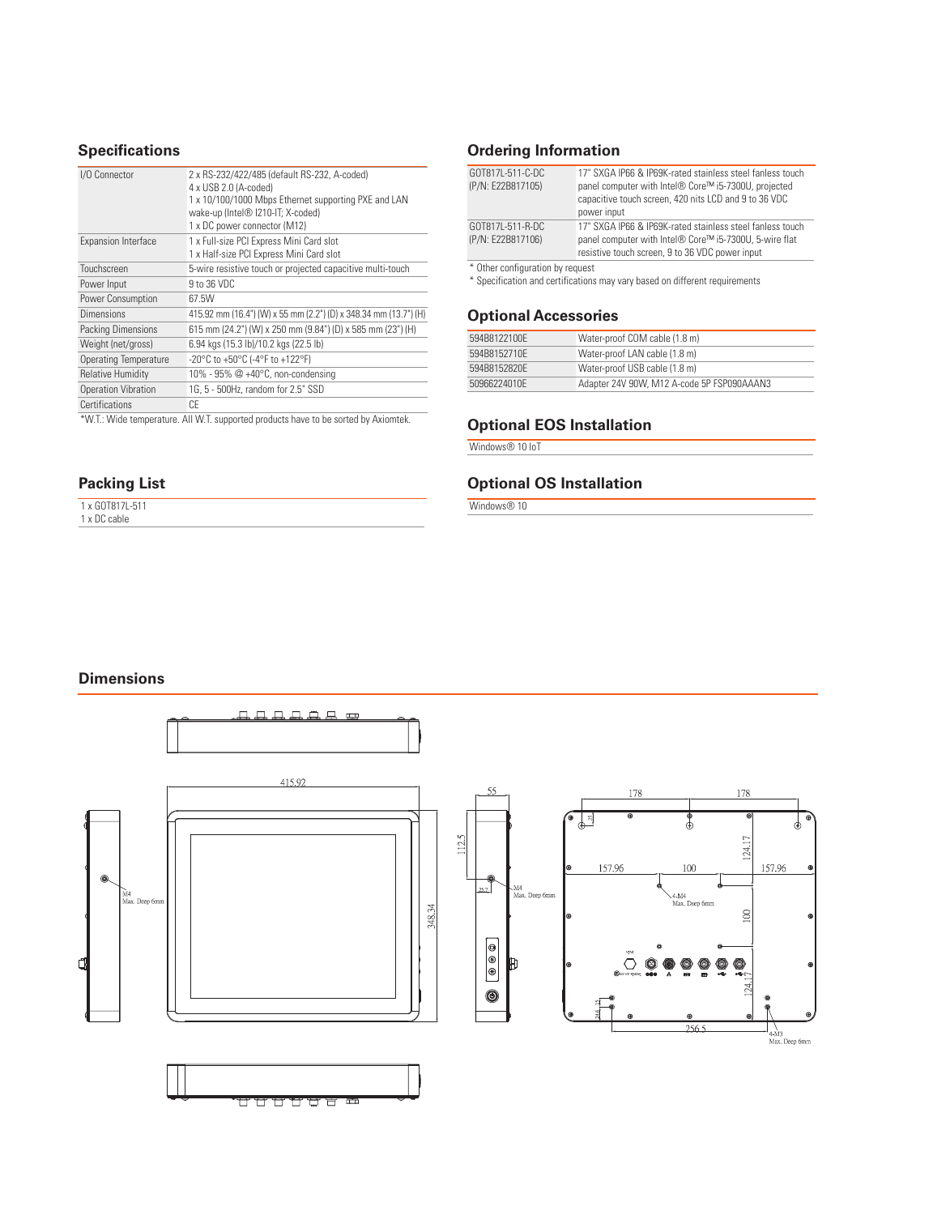## Specifications

| | |
|---|---|
| I/O Connector | 2 x RS-232/422/485 (default RS-232, A-coded)<br>4 x USB 2.0 (A-coded)<br>1 x 10/100/1000 Mbps Ethernet supporting PXE and LAN wake-up (Intel® I210-IT; X-coded)<br>1 x DC power connector (M12) |
| Expansion Interface | 1 x Full-size PCI Express Mini Card slot<br>1 x Half-size PCI Express Mini Card slot |
| Touchscreen | 5-wire resistive touch or projected capacitive multi-touch |
| Power Input | 9 to 36 VDC |
| Power Consumption | 67.5W |
| Dimensions | 415.92 mm (16.4") (W) x 55 mm (2.2") (D) x 348.34 mm (13.7") (H) |
| Packing Dimensions | 615 mm (24.2") (W) x 250 mm (9.84") (D) x 585 mm (23") (H) |
| Weight (net/gross) | 6.94 kgs (15.3 lb)/10.2 kgs (22.5 lb) |
| Operating Temperature | -20°C to +50°C (-4°F to +122°F) |
| Relative Humidity | 10% - 95% @ +40°C, non-condensing |
| Operation Vibration | 1G, 5 - 500Hz, random for 2.5" SSD |
| Certifications | CE |

*W.T.: Wide temperature. All W.T. supported products have to be sorted by Axiomtek.

## Packing List

1 x GOT817L-511
1 x DC cable

## Ordering Information

| | |
|---|---|
| GOT817L-511-C-DC (P/N: E22B817105) | 17" SXGA IP66 & IP69K-rated stainless steel fanless touch panel computer with Intel® Core™ i5-7300U, projected capacitive touch screen, 420 nits LCD and 9 to 36 VDC power input |
| GOT817L-511-R-DC (P/N: E22B817106) | 17" SXGA IP66 & IP69K-rated stainless steel fanless touch panel computer with Intel® Core™ i5-7300U, 5-wire flat resistive touch screen, 9 to 36 VDC power input |

* Other configuration by request
* Specification and certifications may vary based on different requirements

## Optional Accessories

| | |
|---|---|
| 594B8122100E | Water-proof COM cable (1.8 m) |
| 594B8152710E | Water-proof LAN cable (1.8 m) |
| 594B8152820E | Water-proof USB cable (1.8 m) |
| 50966224010E | Adapter 24V 90W, M12 A-code 5P FSP090AAAN3 |

## Optional EOS Installation

Windows® 10 IoT

## Optional OS Installation

Windows® 10

## Dimensions

415.92
348.34
M4
Max. Deep 6mm
55
112.5
25.7
M4
Max. Deep 6mm
178
178
25
124.17
157.96
100
157.96
4-M4
Max. Deep 6mm
100
124.17
24.6
15
256.5
4-M3
Max. Deep 6mm